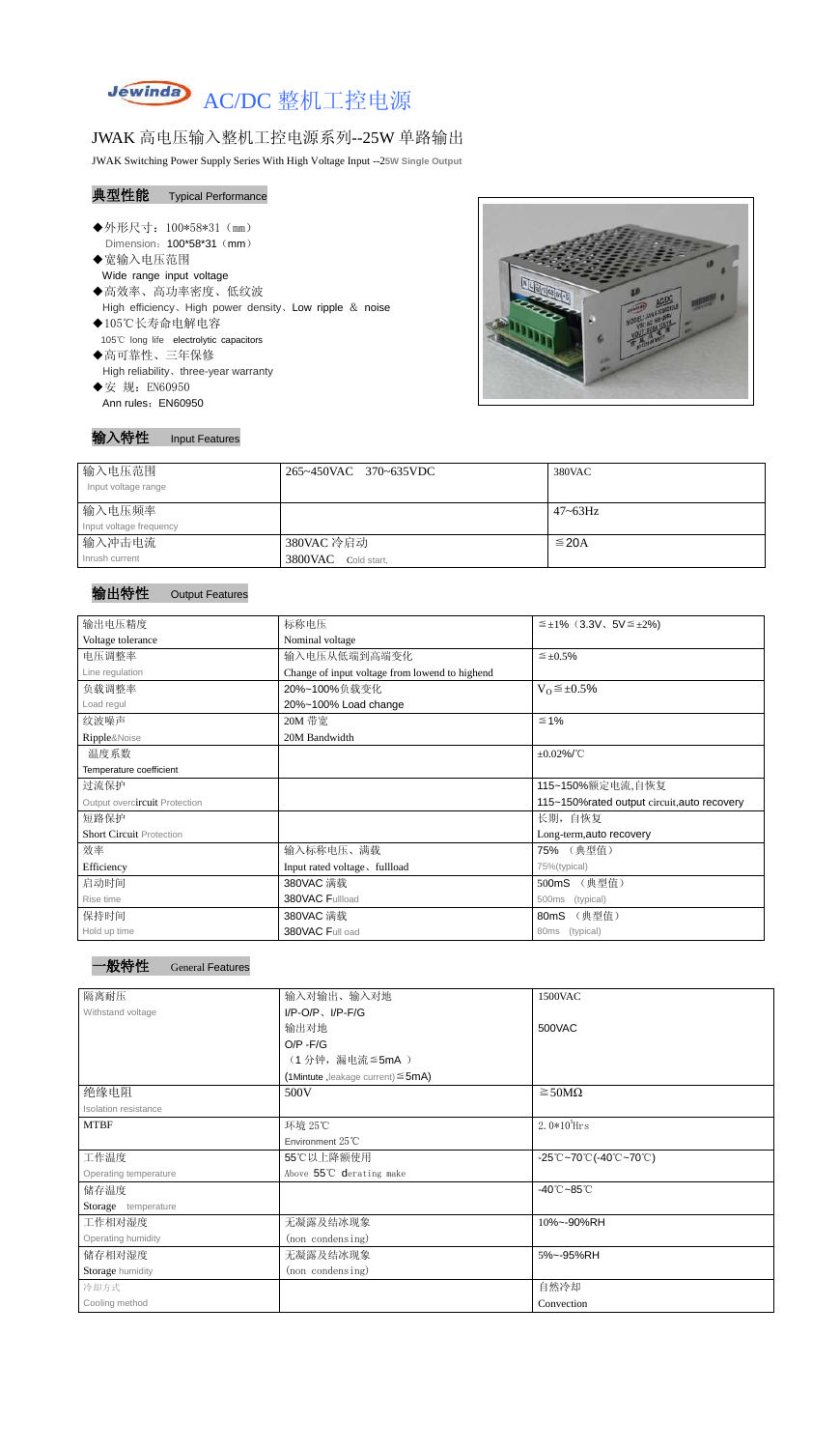# AC/DC 整机工控电源

## JWAK 高电压输入整机工控电源系列--25W 单路输出

JWAK Switching Power Supply Series With High Voltage Input --25W Single Output

### 典型性能 Typical Performance

- ◆外形尺寸：100*58*31（mm）
  Dimension：100*58*31（mm）
- ◆宽输入电压范围
  Wide range input voltage
- ◆高效率、高功率密度、低纹波
  High efficiency、High power density、Low ripple ＆ noise
- ◆105℃长寿命电解电容
  105℃ long life electrolytic capacitors
- ◆高可靠性、三年保修
  High reliability、three-year warranty
- ◆安 规：EN60950
  Ann rules：EN60950

### 输入特性 Input Features

| 输入电压范围<br>Input voltage range | 265~450VAC 370~635VDC | 380VAC |
|---|---|---|
| 输入电压频率<br>Input voltage frequency | | 47~63Hz |
| 输入冲击电流<br>Inrush current | 380VAC 冷启动<br>3800VAC Cold start, | ≦20A |

### 输出特性 Output Features

| 输出电压精度<br>Voltage tolerance | 标称电压<br>Nominal voltage | ≦±1%（3.3V、5V≦±2%) |
|---|---|---|
| 电压调整率<br>Line regulation | 输入电压从低端到高端变化<br>Change of input voltage from lowend to highend | ≦±0.5% |
| 负载调整率<br>Load regul | 20%~100%负载变化<br>20%~100% Load change | $V_O$≦±0.5% |
| 纹波噪声<br>Ripple&Noise | 20M 带宽<br>20M Bandwidth | ≦1% |
| 温度系数<br>Temperature coefficient | | ±0.02%/℃ |
| 过流保护<br>Output overcircuit Protection | | 115~150%额定电流,自恢复<br>115~150%rated output circuit,auto recovery |
| 短路保护<br>Short Circuit Protection | | 长期，自恢复<br>Long-term,auto recovery |
| 效率<br>Efficiency | 输入标称电压、满载<br>Input rated voltage、fullload | 75% （典型值）<br>75%(typical) |
| 启动时间<br>Rise time | 380VAC 满载<br>380VAC Fullload | 500mS （典型值）<br>500ms (typical) |
| 保持时间<br>Hold up time | 380VAC 满载<br>380VAC Full oad | 80mS （典型值）<br>80ms (typical) |

### 一般特性 General Features

| 隔离耐压<br>Withstand voltage | 输入对输出、输入对地<br>I/P-O/P、I/P-F/G<br>输出对地<br>O/P -F/G<br>（1 分钟，漏电流≦5mA ）<br>(1Mintute ,leakage current)≦5mA) | 1500VAC<br><br>500VAC |
|---|---|---|
| 绝缘电阻<br>Isolation resistance | 500V | ≧50MΩ |
| MTBF | 环境 25℃<br>Environment 25℃ | $2.0*10^5$Hrs |
| 工作温度<br>Operating temperature | 55℃以上降额使用<br>Above 55℃ derating make | -25℃~70℃(-40℃~70℃) |
| 储存温度<br>Storage temperature | | -40℃~85℃ |
| 工作相对湿度<br>Operating humidity | 无凝露及结冰现象<br>(non condensing) | 10%~-90%RH |
| 储存相对湿度<br>Storage humidity | 无凝露及结冰现象<br>(non condensing) | 5%~-95%RH |
| 冷却方式<br>Cooling method | | 自然冷却<br>Convection |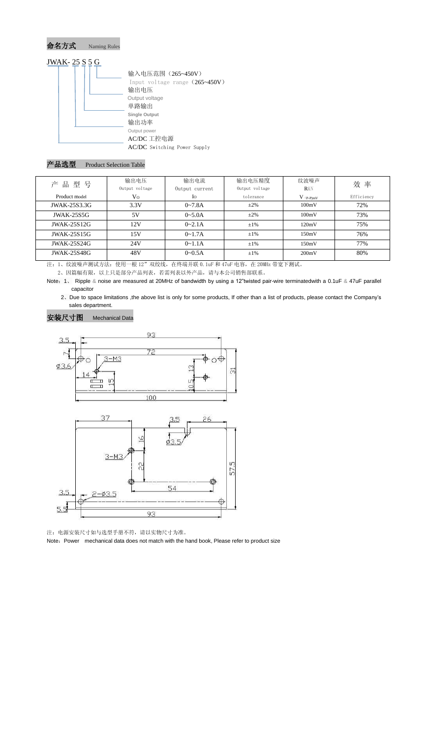## 命名方式 Naming Rules

JWAK- 25 S 5 G

- 输入电压范围（265~450V）
  Input voltage range（265~450V）
- 输出电压
  Output voltage
- 单路输出
  Single Output
- 输出功率
  Output power
- AC/DC 工控电源
  AC/DC Switching Power Supply

## 产品选型 Product Selection Table

| 产品型号 Product model | 输出电压 Output voltage Vo | 输出电流 Output current Io | 输出电压精度 Output voltage tolerance | 纹波噪声 R&N V (P-P)mV | 效率 Efficiency |
|---|---|---|---|---|---|
| JWAK-25S3.3G | 3.3V | 0~7.8A | ±2% | 100mV | 72% |
| JWAK-25S5G | 5V | 0~5.0A | ±2% | 100mV | 73% |
| JWAK-25S12G | 12V | 0~2.1A | ±1% | 120mV | 75% |
| JWAK-25S15G | 15V | 0~1.7A | ±1% | 150mV | 76% |
| JWAK-25S24G | 24V | 0~1.1A | ±1% | 150mV | 77% |
| JWAK-25S48G | 48V | 0~0.5A | ±1% | 200mV | 80% |

注：1、纹波噪声测试方法：使用一根 12”双绞线，在终端并联 0.1uF 和 47uF 电容，在 20MHz 带宽下测试。

2、因篇幅有限，以上只是部分产品列表，若需列表以外产品，请与本公司销售部联系。

Note：1、 Ripple & noise are measured at 20MHz of bandwidth by using a 12"twisted pair-wire terminatedwith a 0.1uF & 47uF parallel capacitor

2、Due to space limitations ,the above list is only for some products, If other than a list of products, please contact the Company's sales department.

## 安装尺寸图 Mechanical Data

93
3.5
72
7
3-M3
Ø3.6
13
31
14
15
10.5
100

37
3.5
26
16
Ø3.5
3-M3
22
57.5
54
3.5
2-Ø3.5
5.5
93

注：电源安装尺寸如与选型手册不符，请以实物尺寸为准。

Note：Power mechanical data does not match with the hand book, Please refer to product size